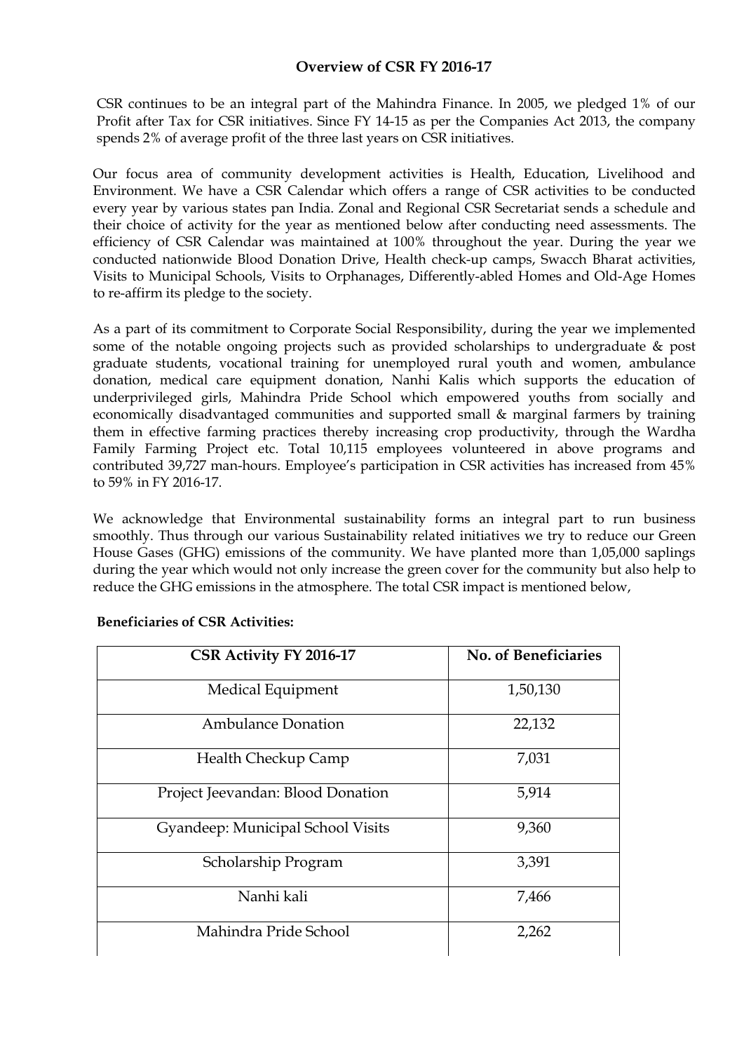# Overview of CSR FY 2016-17

CSR continues to be an integral part of the Mahindra Finance. In 2005, we pledged 1% of our Profit after Tax for CSR initiatives. Since FY 14-15 as per the Companies Act 2013, the company spends 2% of average profit of the three last years on CSR initiatives.

Our focus area of community development activities is Health, Education, Livelihood and Environment. We have a CSR Calendar which offers a range of CSR activities to be conducted every year by various states pan India. Zonal and Regional CSR Secretariat sends a schedule and their choice of activity for the year as mentioned below after conducting need assessments. The efficiency of CSR Calendar was maintained at 100% throughout the year. During the year we conducted nationwide Blood Donation Drive, Health check-up camps, Swacch Bharat activities, Visits to Municipal Schools, Visits to Orphanages, Differently-abled Homes and Old-Age Homes to re-affirm its pledge to the society.

As a part of its commitment to Corporate Social Responsibility, during the year we implemented some of the notable ongoing projects such as provided scholarships to undergraduate & post graduate students, vocational training for unemployed rural youth and women, ambulance donation, medical care equipment donation, Nanhi Kalis which supports the education of underprivileged girls, Mahindra Pride School which empowered youths from socially and economically disadvantaged communities and supported small & marginal farmers by training them in effective farming practices thereby increasing crop productivity, through the Wardha Family Farming Project etc. Total 10,115 employees volunteered in above programs and contributed 39,727 man-hours. Employee's participation in CSR activities has increased from 45% to 59% in FY 2016-17.

We acknowledge that Environmental sustainability forms an integral part to run business smoothly. Thus through our various Sustainability related initiatives we try to reduce our Green House Gases (GHG) emissions of the community. We have planted more than 1,05,000 saplings during the year which would not only increase the green cover for the community but also help to reduce the GHG emissions in the atmosphere. The total CSR impact is mentioned below,

**Beneficiaries of CSR Activities:**

| CSR Activity FY 2016-17 | No. of Beneficiaries |
|---|---|
| Medical Equipment | 1,50,130 |
| Ambulance Donation | 22,132 |
| Health Checkup Camp | 7,031 |
| Project Jeevandan: Blood Donation | 5,914 |
| Gyandeep: Municipal School Visits | 9,360 |
| Scholarship Program | 3,391 |
| Nanhi kali | 7,466 |
| Mahindra Pride School | 2,262 |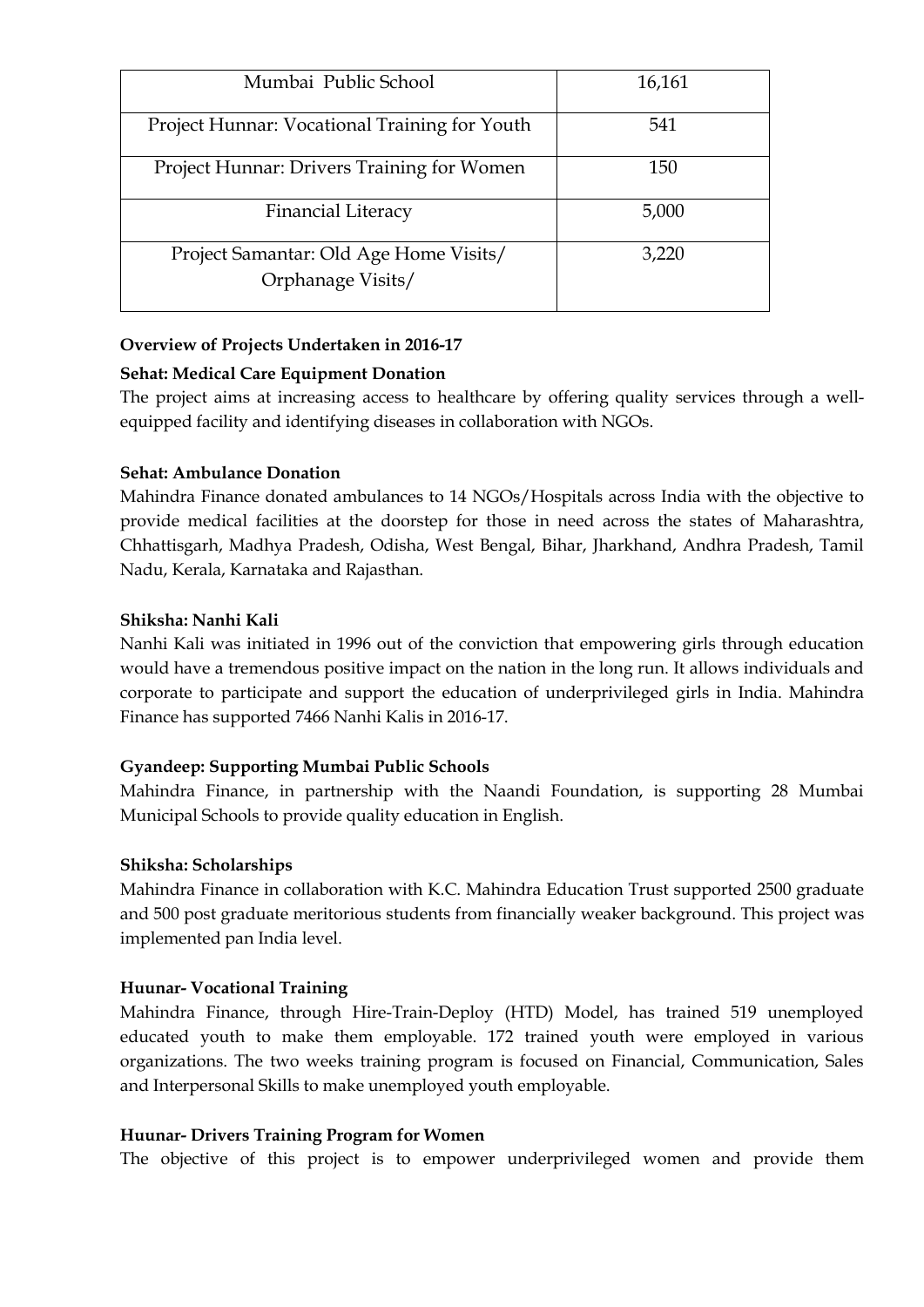| Mumbai Public School | 16,161 |
|---|---|
| Project Hunnar: Vocational Training for Youth | 541 |
| Project Hunnar: Drivers Training for Women | 150 |
| Financial Literacy | 5,000 |
| Project Samantar: Old Age Home Visits/ Orphanage Visits/ | 3,220 |

**Overview of Projects Undertaken in 2016-17**

**Sehat: Medical Care Equipment Donation**

The project aims at increasing access to healthcare by offering quality services through a well-equipped facility and identifying diseases in collaboration with NGOs.

**Sehat: Ambulance Donation**

Mahindra Finance donated ambulances to 14 NGOs/Hospitals across India with the objective to provide medical facilities at the doorstep for those in need across the states of Maharashtra, Chhattisgarh, Madhya Pradesh, Odisha, West Bengal, Bihar, Jharkhand, Andhra Pradesh, Tamil Nadu, Kerala, Karnataka and Rajasthan.

**Shiksha: Nanhi Kali**

Nanhi Kali was initiated in 1996 out of the conviction that empowering girls through education would have a tremendous positive impact on the nation in the long run. It allows individuals and corporate to participate and support the education of underprivileged girls in India. Mahindra Finance has supported 7466 Nanhi Kalis in 2016-17.

**Gyandeep: Supporting Mumbai Public Schools**

Mahindra Finance, in partnership with the Naandi Foundation, is supporting 28 Mumbai Municipal Schools to provide quality education in English.

**Shiksha: Scholarships**

Mahindra Finance in collaboration with K.C. Mahindra Education Trust supported 2500 graduate and 500 post graduate meritorious students from financially weaker background. This project was implemented pan India level.

**Huunar- Vocational Training**

Mahindra Finance, through Hire-Train-Deploy (HTD) Model, has trained 519 unemployed educated youth to make them employable. 172 trained youth were employed in various organizations. The two weeks training program is focused on Financial, Communication, Sales and Interpersonal Skills to make unemployed youth employable.

**Huunar- Drivers Training Program for Women**

The objective of this project is to empower underprivileged women and provide them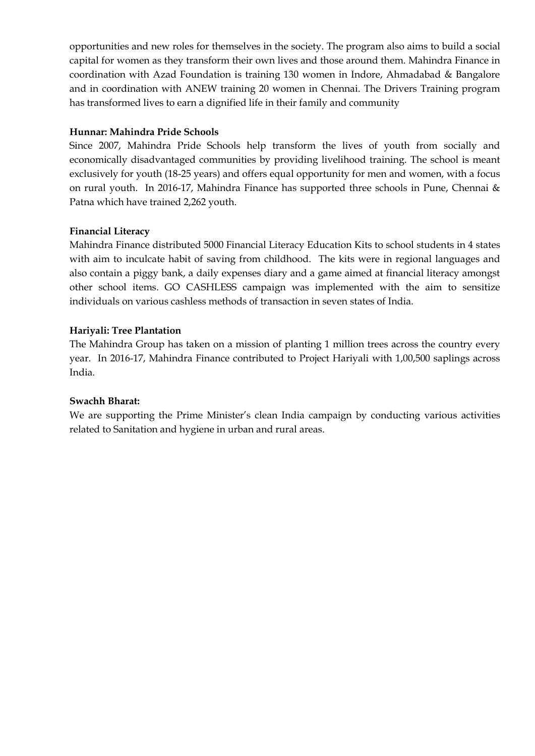opportunities and new roles for themselves in the society. The program also aims to build a social capital for women as they transform their own lives and those around them. Mahindra Finance in coordination with Azad Foundation is training 130 women in Indore, Ahmadabad & Bangalore and in coordination with ANEW training 20 women in Chennai. The Drivers Training program has transformed lives to earn a dignified life in their family and community

**Hunnar: Mahindra Pride Schools**

Since 2007, Mahindra Pride Schools help transform the lives of youth from socially and economically disadvantaged communities by providing livelihood training. The school is meant exclusively for youth (18-25 years) and offers equal opportunity for men and women, with a focus on rural youth. In 2016-17, Mahindra Finance has supported three schools in Pune, Chennai & Patna which have trained 2,262 youth.

**Financial Literacy**

Mahindra Finance distributed 5000 Financial Literacy Education Kits to school students in 4 states with aim to inculcate habit of saving from childhood. The kits were in regional languages and also contain a piggy bank, a daily expenses diary and a game aimed at financial literacy amongst other school items. GO CASHLESS campaign was implemented with the aim to sensitize individuals on various cashless methods of transaction in seven states of India.

**Hariyali: Tree Plantation**

The Mahindra Group has taken on a mission of planting 1 million trees across the country every year. In 2016-17, Mahindra Finance contributed to Project Hariyali with 1,00,500 saplings across India.

**Swachh Bharat:**

We are supporting the Prime Minister's clean India campaign by conducting various activities related to Sanitation and hygiene in urban and rural areas.